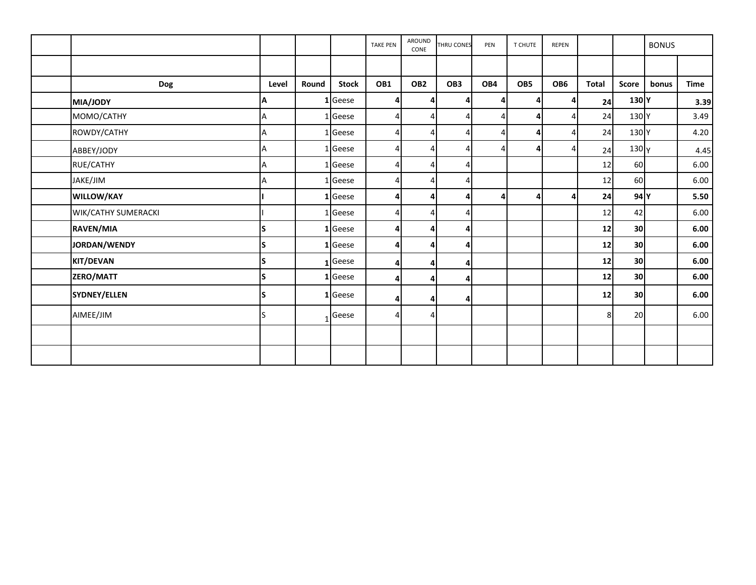| | | | | | TAKE PEN | AROUND CONE | THRU CONES | PEN | T CHUTE | REPEN | | | BONUS | |
|---|---|---|---|---|---|---|---|---|---|---|---|---|---|---|
| | | | | | | | | | | | | | | |
| | Dog | Level | Round | Stock | OB1 | OB2 | OB3 | OB4 | OB5 | OB6 | Total | Score | bonus | Time |
| | **MIA/JODY** | **A** | **1** | Geese | **4** | **4** | **4** | **4** | **4** | **4** | **24** | **130** | **Y** | **3.39** |
| | MOMO/CATHY | A | 1 | Geese | 4 | 4 | 4 | 4 | **4** | 4 | 24 | 130 | Y | 3.49 |
| | ROWDY/CATHY | A | 1 | Geese | 4 | 4 | 4 | 4 | **4** | 4 | 24 | 130 | Y | 4.20 |
| | ABBEY/JODY | A | 1 | Geese | 4 | 4 | 4 | 4 | **4** | 4 | 24 | 130 | Y | 4.45 |
| | RUE/CATHY | A | 1 | Geese | 4 | 4 | 4 | | | | 12 | 60 | | 6.00 |
| | JAKE/JIM | A | 1 | Geese | 4 | 4 | 4 | | | | 12 | 60 | | 6.00 |
| | **WILLOW/KAY** | **I** | **1** | Geese | **4** | **4** | **4** | **4** | **4** | **4** | **24** | **94** | **Y** | **5.50** |
| | WIK/CATHY SUMERACKI | I | 1 | Geese | 4 | 4 | 4 | | | | 12 | 42 | | 6.00 |
| | **RAVEN/MIA** | **S** | **1** | Geese | **4** | **4** | **4** | | | | **12** | **30** | | **6.00** |
| | **JORDAN/WENDY** | **S** | **1** | Geese | **4** | **4** | **4** | | | | **12** | **30** | | **6.00** |
| | **KIT/DEVAN** | **S** | **1** | Geese | **4** | **4** | **4** | | | | **12** | **30** | | **6.00** |
| | **ZERO/MATT** | **S** | **1** | Geese | **4** | **4** | **4** | | | | **12** | **30** | | **6.00** |
| | **SYDNEY/ELLEN** | **S** | **1** | Geese | **4** | **4** | **4** | | | | **12** | **30** | | **6.00** |
| | AIMEE/JIM | S | 1 | Geese | 4 | 4 | | | | | 8 | 20 | | 6.00 |
| | | | | | | | | | | | | | | |
| | | | | | | | | | | | | | | |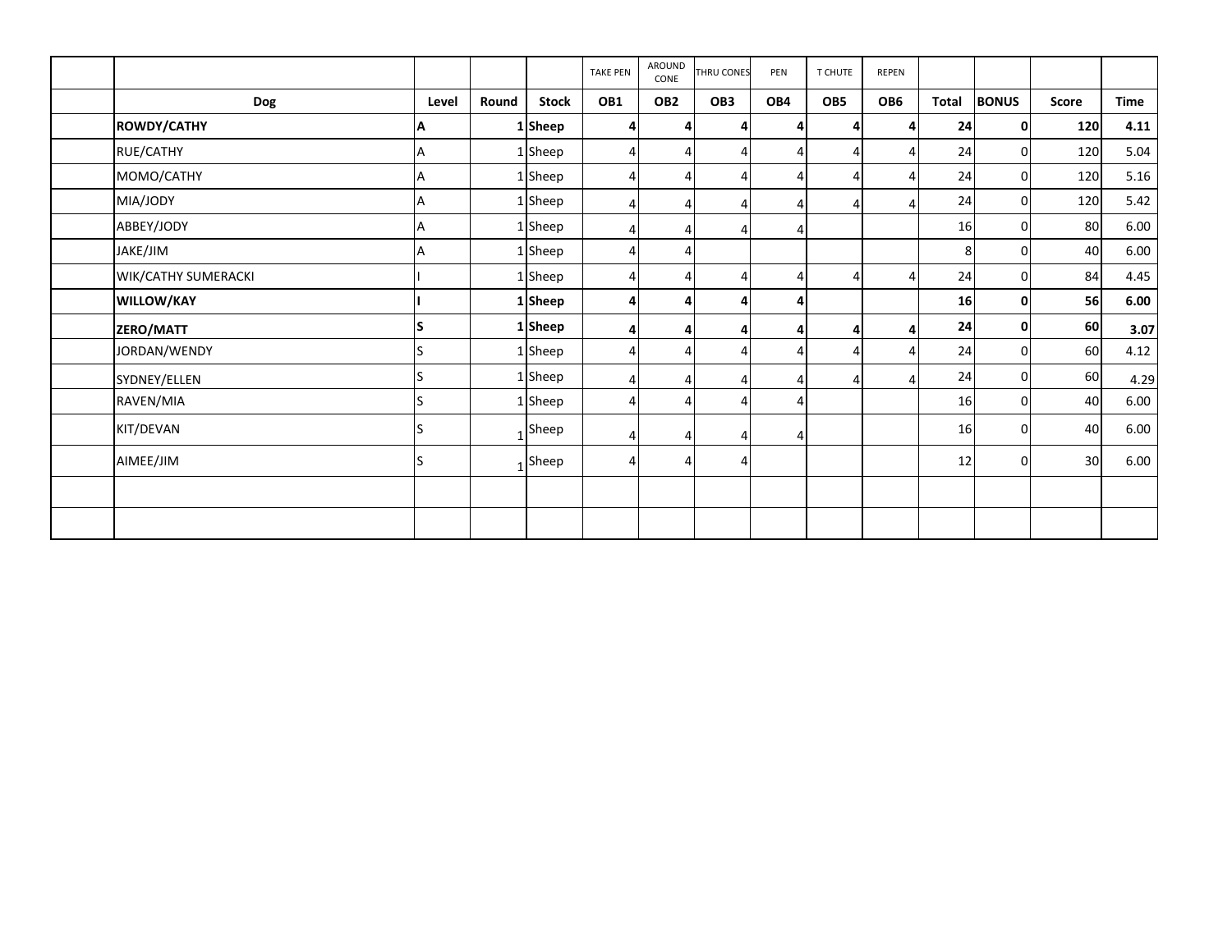| | | | | | TAKE PEN | AROUND CONE | THRU CONES | PEN | T CHUTE | REPEN | | | | |
|---|---|---|---|---|---|---|---|---|---|---|---|---|---|---|
| | **Dog** | **Level** | **Round** | **Stock** | **OB1** | **OB2** | **OB3** | **OB4** | **OB5** | **OB6** | **Total** | **BONUS** | **Score** | **Time** |
| | **ROWDY/CATHY** | **A** | **1** | **Sheep** | **4** | **4** | **4** | **4** | **4** | **4** | **24** | **0** | **120** | **4.11** |
| | RUE/CATHY | A | 1 | Sheep | 4 | 4 | 4 | 4 | 4 | 4 | 24 | 0 | 120 | 5.04 |
| | MOMO/CATHY | A | 1 | Sheep | 4 | 4 | 4 | 4 | 4 | 4 | 24 | 0 | 120 | 5.16 |
| | MIA/JODY | A | 1 | Sheep | 4 | 4 | 4 | 4 | 4 | 4 | 24 | 0 | 120 | 5.42 |
| | ABBEY/JODY | A | 1 | Sheep | 4 | 4 | 4 | 4 | | | 16 | 0 | 80 | 6.00 |
| | JAKE/JIM | A | 1 | Sheep | 4 | 4 | | | | | 8 | 0 | 40 | 6.00 |
| | WIK/CATHY SUMERACKI | I | 1 | Sheep | 4 | 4 | 4 | 4 | 4 | 4 | 24 | 0 | 84 | 4.45 |
| | **WILLOW/KAY** | **I** | **1** | **Sheep** | **4** | **4** | **4** | **4** | | | **16** | **0** | **56** | **6.00** |
| | **ZERO/MATT** | **S** | **1** | **Sheep** | **4** | **4** | **4** | **4** | **4** | **4** | **24** | **0** | **60** | **3.07** |
| | JORDAN/WENDY | S | 1 | Sheep | 4 | 4 | 4 | 4 | 4 | 4 | 24 | 0 | 60 | 4.12 |
| | SYDNEY/ELLEN | S | 1 | Sheep | 4 | 4 | 4 | 4 | 4 | 4 | 24 | 0 | 60 | 4.29 |
| | RAVEN/MIA | S | 1 | Sheep | 4 | 4 | 4 | 4 | | | 16 | 0 | 40 | 6.00 |
| | KIT/DEVAN | S | 1 | Sheep | 4 | 4 | 4 | 4 | | | 16 | 0 | 40 | 6.00 |
| | AIMEE/JIM | S | 1 | Sheep | 4 | 4 | 4 | | | | 12 | 0 | 30 | 6.00 |
| | | | | | | | | | | | | | | |
| | | | | | | | | | | | | | | |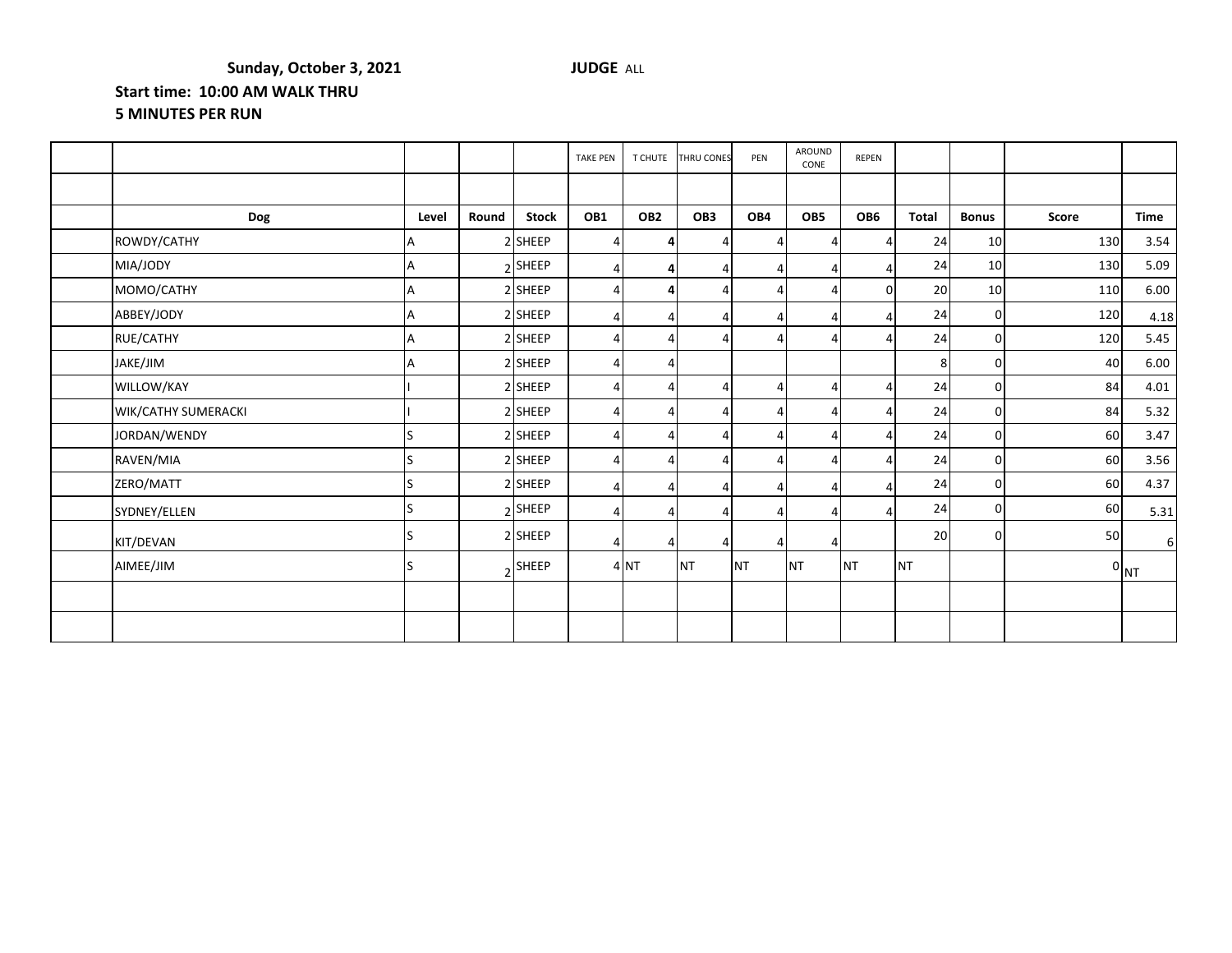**Sunday, October 3, 2021** **JUDGE** ALL

**Start time: 10:00 AM WALK THRU**

**5 MINUTES PER RUN**

| | | | | | TAKE PEN | T CHUTE | THRU CONES | PEN | AROUND CONE | REPEN | | | | |
|---|---|---|---|---|---|---|---|---|---|---|---|---|---|---|
| | | | | | | | | | | | | | | |
| | **Dog** | **Level** | **Round** | **Stock** | **OB1** | **OB2** | **OB3** | **OB4** | **OB5** | **OB6** | **Total** | **Bonus** | **Score** | **Time** |
| | ROWDY/CATHY | A | 2 | SHEEP | 4 | **4** | 4 | 4 | 4 | 4 | 24 | 10 | 130 | 3.54 |
| | MIA/JODY | A | 2 | SHEEP | 4 | **4** | 4 | 4 | 4 | 4 | 24 | 10 | 130 | 5.09 |
| | MOMO/CATHY | A | 2 | SHEEP | 4 | **4** | 4 | 4 | 4 | 0 | 20 | 10 | 110 | 6.00 |
| | ABBEY/JODY | A | 2 | SHEEP | 4 | 4 | 4 | 4 | 4 | 4 | 24 | 0 | 120 | 4.18 |
| | RUE/CATHY | A | 2 | SHEEP | 4 | 4 | 4 | 4 | 4 | 4 | 24 | 0 | 120 | 5.45 |
| | JAKE/JIM | A | 2 | SHEEP | 4 | 4 | | | | | 8 | 0 | 40 | 6.00 |
| | WILLOW/KAY | I | 2 | SHEEP | 4 | 4 | 4 | 4 | 4 | 4 | 24 | 0 | 84 | 4.01 |
| | WIK/CATHY SUMERACKI | I | 2 | SHEEP | 4 | 4 | 4 | 4 | 4 | 4 | 24 | 0 | 84 | 5.32 |
| | JORDAN/WENDY | S | 2 | SHEEP | 4 | 4 | 4 | 4 | 4 | 4 | 24 | 0 | 60 | 3.47 |
| | RAVEN/MIA | S | 2 | SHEEP | 4 | 4 | 4 | 4 | 4 | 4 | 24 | 0 | 60 | 3.56 |
| | ZERO/MATT | S | 2 | SHEEP | 4 | 4 | 4 | 4 | 4 | 4 | 24 | 0 | 60 | 4.37 |
| | SYDNEY/ELLEN | S | 2 | SHEEP | 4 | 4 | 4 | 4 | 4 | 4 | 24 | 0 | 60 | 5.31 |
| | KIT/DEVAN | S | 2 | SHEEP | 4 | 4 | 4 | 4 | 4 | | 20 | 0 | 50 | 6 |
| | AIMEE/JIM | S | 2 | SHEEP | 4 | NT | NT | NT | NT | NT | NT | | 0 | NT |
| | | | | | | | | | | | | | | |
| | | | | | | | | | | | | | | |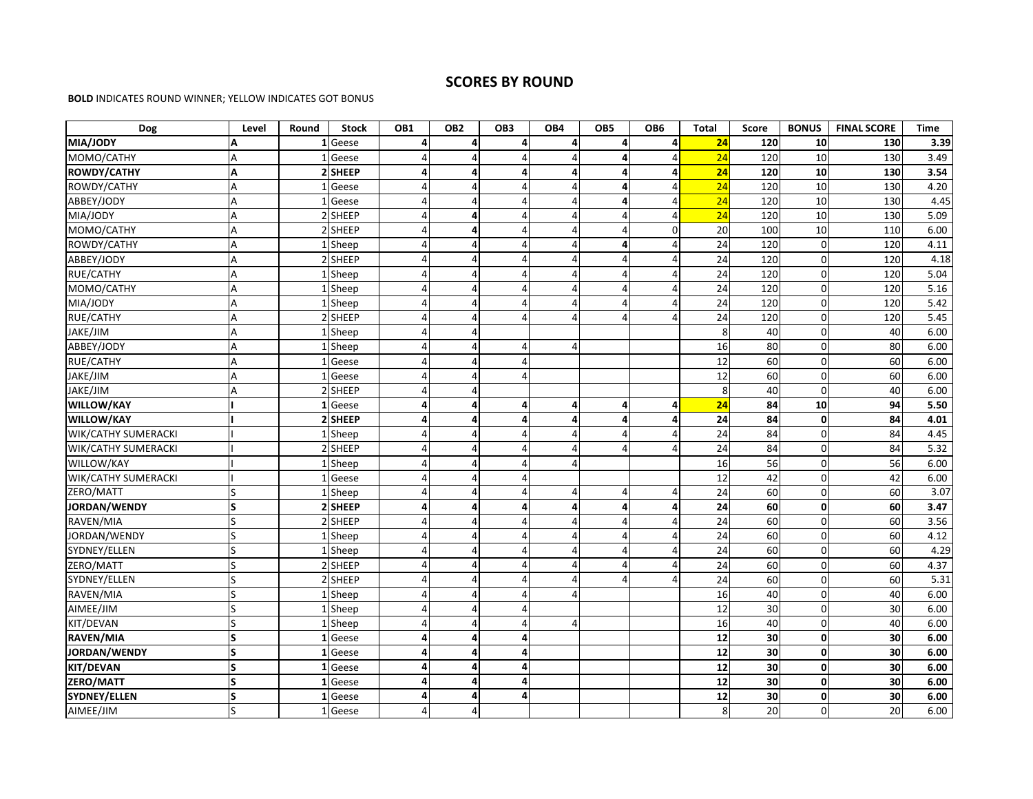# SCORES BY ROUND

**BOLD** INDICATES ROUND WINNER; YELLOW INDICATES GOT BONUS

| Dog | Level | Round | Stock | OB1 | OB2 | OB3 | OB4 | OB5 | OB6 | Total | Score | BONUS | FINAL SCORE | Time |
|---|---|---|---|---|---|---|---|---|---|---|---|---|---|---|
| **MIA/JODY** | **A** | **1** | Geese | **4** | **4** | **4** | **4** | **4** | **4** | **24** | **120** | **10** | **130** | **3.39** |
| MOMO/CATHY | A | 1 | Geese | 4 | 4 | 4 | 4 | 4 | 4 | 24 | 120 | 10 | 130 | 3.49 |
| **ROWDY/CATHY** | **A** | **2** | **SHEEP** | **4** | **4** | **4** | **4** | **4** | **4** | **24** | **120** | **10** | **130** | **3.54** |
| ROWDY/CATHY | A | 1 | Geese | 4 | 4 | 4 | 4 | 4 | 4 | 24 | 120 | 10 | 130 | 4.20 |
| ABBEY/JODY | A | 1 | Geese | 4 | 4 | 4 | 4 | 4 | 4 | 24 | 120 | 10 | 130 | 4.45 |
| MIA/JODY | A | 2 | SHEEP | 4 | 4 | 4 | 4 | 4 | 4 | 24 | 120 | 10 | 130 | 5.09 |
| MOMO/CATHY | A | 2 | SHEEP | 4 | 4 | 4 | 4 | 4 | 0 | 20 | 100 | 10 | 110 | 6.00 |
| ROWDY/CATHY | A | 1 | Sheep | 4 | 4 | 4 | 4 | 4 | 4 | 24 | 120 | 0 | 120 | 4.11 |
| ABBEY/JODY | A | 2 | SHEEP | 4 | 4 | 4 | 4 | 4 | 4 | 24 | 120 | 0 | 120 | 4.18 |
| RUE/CATHY | A | 1 | Sheep | 4 | 4 | 4 | 4 | 4 | 4 | 24 | 120 | 0 | 120 | 5.04 |
| MOMO/CATHY | A | 1 | Sheep | 4 | 4 | 4 | 4 | 4 | 4 | 24 | 120 | 0 | 120 | 5.16 |
| MIA/JODY | A | 1 | Sheep | 4 | 4 | 4 | 4 | 4 | 4 | 24 | 120 | 0 | 120 | 5.42 |
| RUE/CATHY | A | 2 | SHEEP | 4 | 4 | 4 | 4 | 4 | 4 | 24 | 120 | 0 | 120 | 5.45 |
| JAKE/JIM | A | 1 | Sheep | 4 | 4 | | | | | 8 | 40 | 0 | 40 | 6.00 |
| ABBEY/JODY | A | 1 | Sheep | 4 | 4 | 4 | 4 | | | 16 | 80 | 0 | 80 | 6.00 |
| RUE/CATHY | A | 1 | Geese | 4 | 4 | 4 | | | | 12 | 60 | 0 | 60 | 6.00 |
| JAKE/JIM | A | 1 | Geese | 4 | 4 | 4 | | | | 12 | 60 | 0 | 60 | 6.00 |
| JAKE/JIM | A | 2 | SHEEP | 4 | 4 | | | | | 8 | 40 | 0 | 40 | 6.00 |
| **WILLOW/KAY** | **I** | **1** | Geese | **4** | **4** | **4** | **4** | **4** | **4** | **24** | **84** | **10** | **94** | **5.50** |
| **WILLOW/KAY** | **I** | **2** | **SHEEP** | **4** | **4** | **4** | **4** | **4** | **4** | **24** | **84** | **0** | **84** | **4.01** |
| WIK/CATHY SUMERACKI | I | 1 | Sheep | 4 | 4 | 4 | 4 | 4 | 4 | 24 | 84 | 0 | 84 | 4.45 |
| WIK/CATHY SUMERACKI | I | 2 | SHEEP | 4 | 4 | 4 | 4 | 4 | 4 | 24 | 84 | 0 | 84 | 5.32 |
| WILLOW/KAY | I | 1 | Sheep | 4 | 4 | 4 | 4 | | | 16 | 56 | 0 | 56 | 6.00 |
| WIK/CATHY SUMERACKI | I | 1 | Geese | 4 | 4 | 4 | | | | 12 | 42 | 0 | 42 | 6.00 |
| ZERO/MATT | S | 1 | Sheep | 4 | 4 | 4 | 4 | 4 | 4 | 24 | 60 | 0 | 60 | 3.07 |
| **JORDAN/WENDY** | **S** | **2** | **SHEEP** | **4** | **4** | **4** | **4** | **4** | **4** | **24** | **60** | **0** | **60** | **3.47** |
| RAVEN/MIA | S | 2 | SHEEP | 4 | 4 | 4 | 4 | 4 | 4 | 24 | 60 | 0 | 60 | 3.56 |
| JORDAN/WENDY | S | 1 | Sheep | 4 | 4 | 4 | 4 | 4 | 4 | 24 | 60 | 0 | 60 | 4.12 |
| SYDNEY/ELLEN | S | 1 | Sheep | 4 | 4 | 4 | 4 | 4 | 4 | 24 | 60 | 0 | 60 | 4.29 |
| ZERO/MATT | S | 2 | SHEEP | 4 | 4 | 4 | 4 | 4 | 4 | 24 | 60 | 0 | 60 | 4.37 |
| SYDNEY/ELLEN | S | 2 | SHEEP | 4 | 4 | 4 | 4 | 4 | 4 | 24 | 60 | 0 | 60 | 5.31 |
| RAVEN/MIA | S | 1 | Sheep | 4 | 4 | 4 | 4 | | | 16 | 40 | 0 | 40 | 6.00 |
| AIMEE/JIM | S | 1 | Sheep | 4 | 4 | 4 | | | | 12 | 30 | 0 | 30 | 6.00 |
| KIT/DEVAN | S | 1 | Sheep | 4 | 4 | 4 | 4 | | | 16 | 40 | 0 | 40 | 6.00 |
| **RAVEN/MIA** | **S** | **1** | Geese | **4** | **4** | **4** | | | | **12** | **30** | **0** | **30** | **6.00** |
| **JORDAN/WENDY** | **S** | **1** | Geese | **4** | **4** | **4** | | | | **12** | **30** | **0** | **30** | **6.00** |
| **KIT/DEVAN** | **S** | **1** | Geese | **4** | **4** | **4** | | | | **12** | **30** | **0** | **30** | **6.00** |
| **ZERO/MATT** | **S** | **1** | Geese | **4** | **4** | **4** | | | | **12** | **30** | **0** | **30** | **6.00** |
| **SYDNEY/ELLEN** | **S** | **1** | Geese | **4** | **4** | **4** | | | | **12** | **30** | **0** | **30** | **6.00** |
| AIMEE/JIM | S | 1 | Geese | 4 | 4 | | | | | 8 | 20 | 0 | 20 | 6.00 |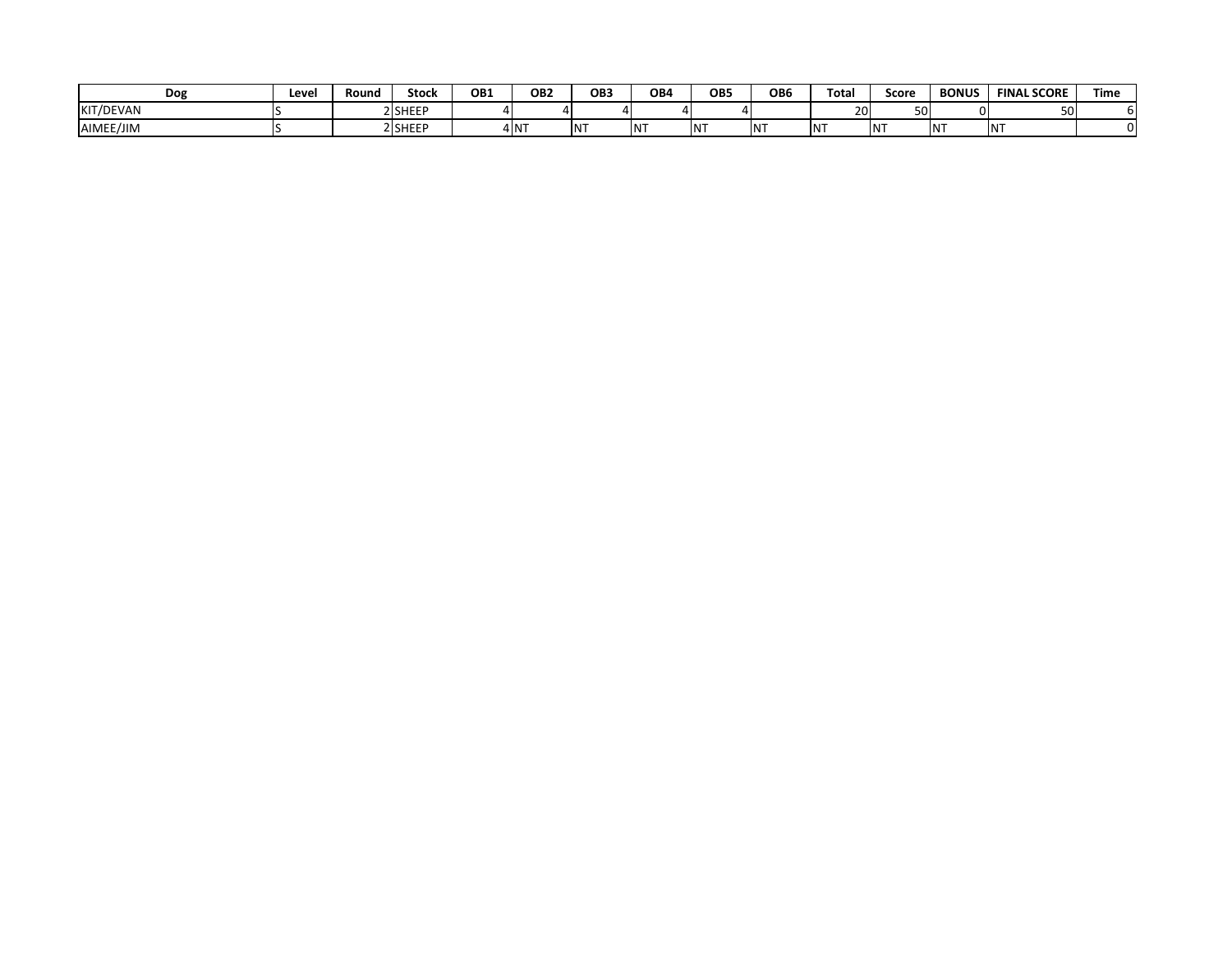| Dog | Level | Round | Stock | OB1 | OB2 | OB3 | OB4 | OB5 | OB6 | Total | Score | BONUS | FINAL SCORE | Time |
|---|---|---|---|---|---|---|---|---|---|---|---|---|---|---|
| KIT/DEVAN | S | 2 | SHEEP | 4 | 4 | 4 | 4 | 4 | | 20 | 50 | 0 | 50 | 6 |
| AIMEE/JIM | S | 2 | SHEEP | 4 | NT | NT | NT | NT | NT | NT | NT | NT | NT | 0 |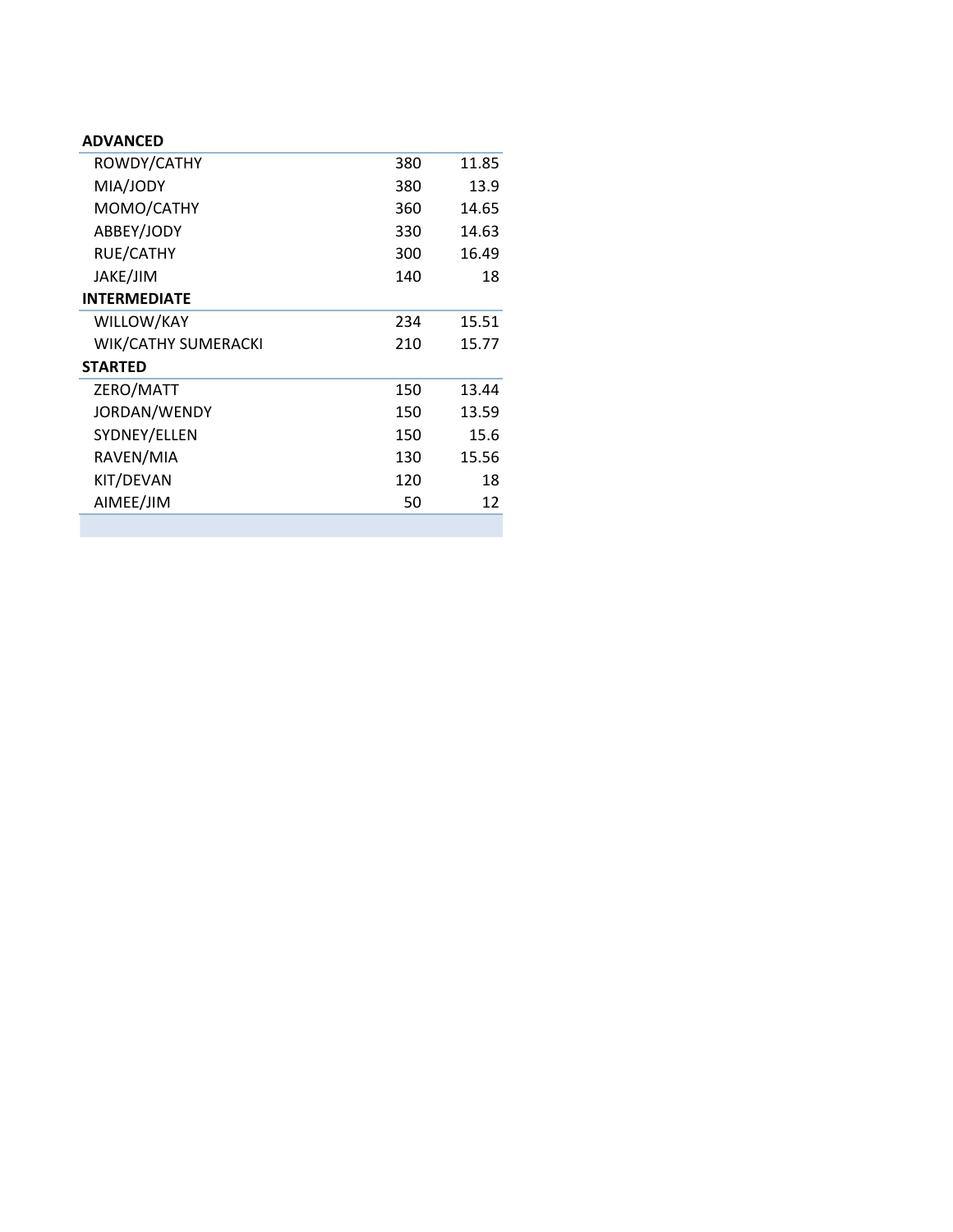| | | |
|---|---|---|
| **ADVANCED** | | |
| ROWDY/CATHY | 380 | 11.85 |
| MIA/JODY | 380 | 13.9 |
| MOMO/CATHY | 360 | 14.65 |
| ABBEY/JODY | 330 | 14.63 |
| RUE/CATHY | 300 | 16.49 |
| JAKE/JIM | 140 | 18 |
| **INTERMEDIATE** | | |
| WILLOW/KAY | 234 | 15.51 |
| WIK/CATHY SUMERACKI | 210 | 15.77 |
| **STARTED** | | |
| ZERO/MATT | 150 | 13.44 |
| JORDAN/WENDY | 150 | 13.59 |
| SYDNEY/ELLEN | 150 | 15.6 |
| RAVEN/MIA | 130 | 15.56 |
| KIT/DEVAN | 120 | 18 |
| AIMEE/JIM | 50 | 12 |